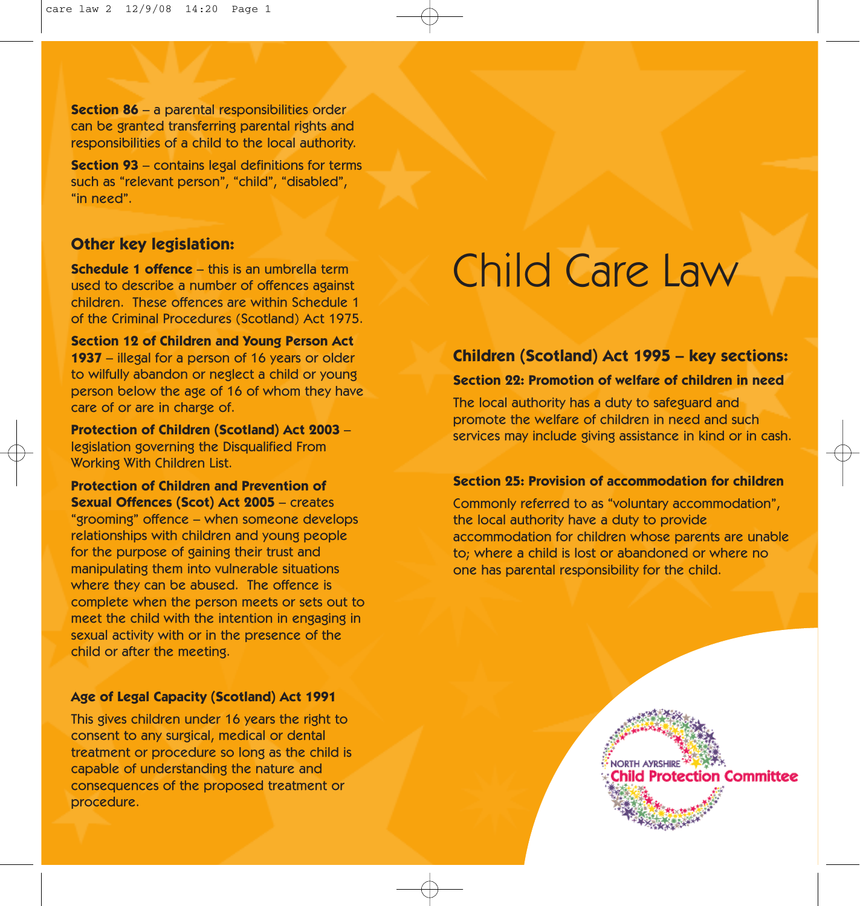**Section 86** – a parental responsibilities order can be granted transferring parental rights and responsibilities of a child to the local authority.

**Section 93** – contains legal definitions for terms such as “relevant person”, “child”, “disabled”, “in need”.

## Other key legislation:

**Schedule 1 offence** – this is an umbrella term used to describe a number of offences against children. These offences are within Schedule 1 of the Criminal Procedures (Scotland) Act 1975.

**Section 12 of Children and Young Person Act 1937** – illegal for a person of 16 years or older to wilfully abandon or neglect a child or young person below the age of 16 of whom they have care of or are in charge of.

**Protection of Children (Scotland) Act 2003** – legislation governing the Disqualified From Working With Children List.

**Protection of Children and Prevention of Sexual Offences (Scot) Act 2005** – creates “grooming” offence – when someone develops relationships with children and young people for the purpose of gaining their trust and manipulating them into vulnerable situations where they can be abused. The offence is complete when the person meets or sets out to meet the child with the intention in engaging in sexual activity with or in the presence of the child or after the meeting.

### Age of Legal Capacity (Scotland) Act 1991

This gives children under 16 years the right to consent to any surgical, medical or dental treatment or procedure so long as the child is capable of understanding the nature and consequences of the proposed treatment or procedure.

# Child Care Law

## Children (Scotland) Act 1995 – key sections:

### Section 22: Promotion of welfare of children in need

The local authority has a duty to safeguard and promote the welfare of children in need and such services may include giving assistance in kind or in cash.

### Section 25: Provision of accommodation for children

Commonly referred to as “voluntary accommodation”, the local authority have a duty to provide accommodation for children whose parents are unable to; where a child is lost or abandoned or where no one has parental responsibility for the child.

NORTH AYRSHIRE Child Protection Committee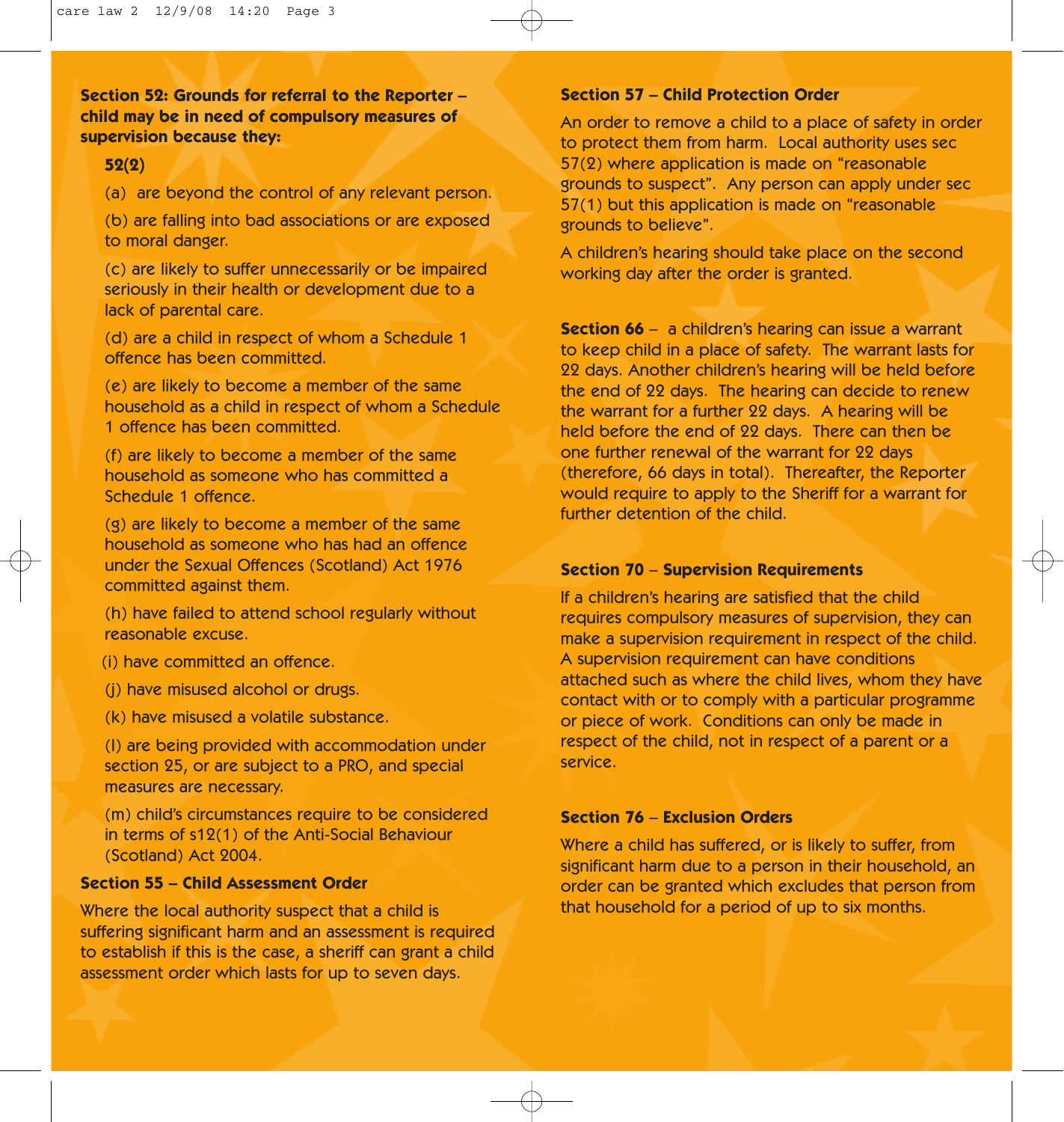**Section 52: Grounds for referral to the Reporter – child may be in need of compulsory measures of supervision because they:**

**52(2)**

(a) are beyond the control of any relevant person.

(b) are falling into bad associations or are exposed to moral danger.

(c) are likely to suffer unnecessarily or be impaired seriously in their health or development due to a lack of parental care.

(d) are a child in respect of whom a Schedule 1 offence has been committed.

(e) are likely to become a member of the same household as a child in respect of whom a Schedule 1 offence has been committed.

(f) are likely to become a member of the same household as someone who has committed a Schedule 1 offence.

(g) are likely to become a member of the same household as someone who has had an offence under the Sexual Offences (Scotland) Act 1976 committed against them.

(h) have failed to attend school regularly without reasonable excuse.

(i) have committed an offence.

(j) have misused alcohol or drugs.

(k) have misused a volatile substance.

(l) are being provided with accommodation under section 25, or are subject to a PRO, and special measures are necessary.

(m) child's circumstances require to be considered in terms of s12(1) of the Anti-Social Behaviour (Scotland) Act 2004.

**Section 55 – Child Assessment Order**

Where the local authority suspect that a child is suffering significant harm and an assessment is required to establish if this is the case, a sheriff can grant a child assessment order which lasts for up to seven days.

**Section 57 – Child Protection Order**

An order to remove a child to a place of safety in order to protect them from harm. Local authority uses sec 57(2) where application is made on "reasonable grounds to suspect". Any person can apply under sec 57(1) but this application is made on "reasonable grounds to believe".

A children's hearing should take place on the second working day after the order is granted.

**Section 66** – a children's hearing can issue a warrant to keep child in a place of safety. The warrant lasts for 22 days. Another children's hearing will be held before the end of 22 days. The hearing can decide to renew the warrant for a further 22 days. A hearing will be held before the end of 22 days. There can then be one further renewal of the warrant for 22 days (therefore, 66 days in total). Thereafter, the Reporter would require to apply to the Sheriff for a warrant for further detention of the child.

**Section 70 – Supervision Requirements**

If a children's hearing are satisfied that the child requires compulsory measures of supervision, they can make a supervision requirement in respect of the child. A supervision requirement can have conditions attached such as where the child lives, whom they have contact with or to comply with a particular programme or piece of work. Conditions can only be made in respect of the child, not in respect of a parent or a service.

**Section 76 – Exclusion Orders**

Where a child has suffered, or is likely to suffer, from significant harm due to a person in their household, an order can be granted which excludes that person from that household for a period of up to six months.